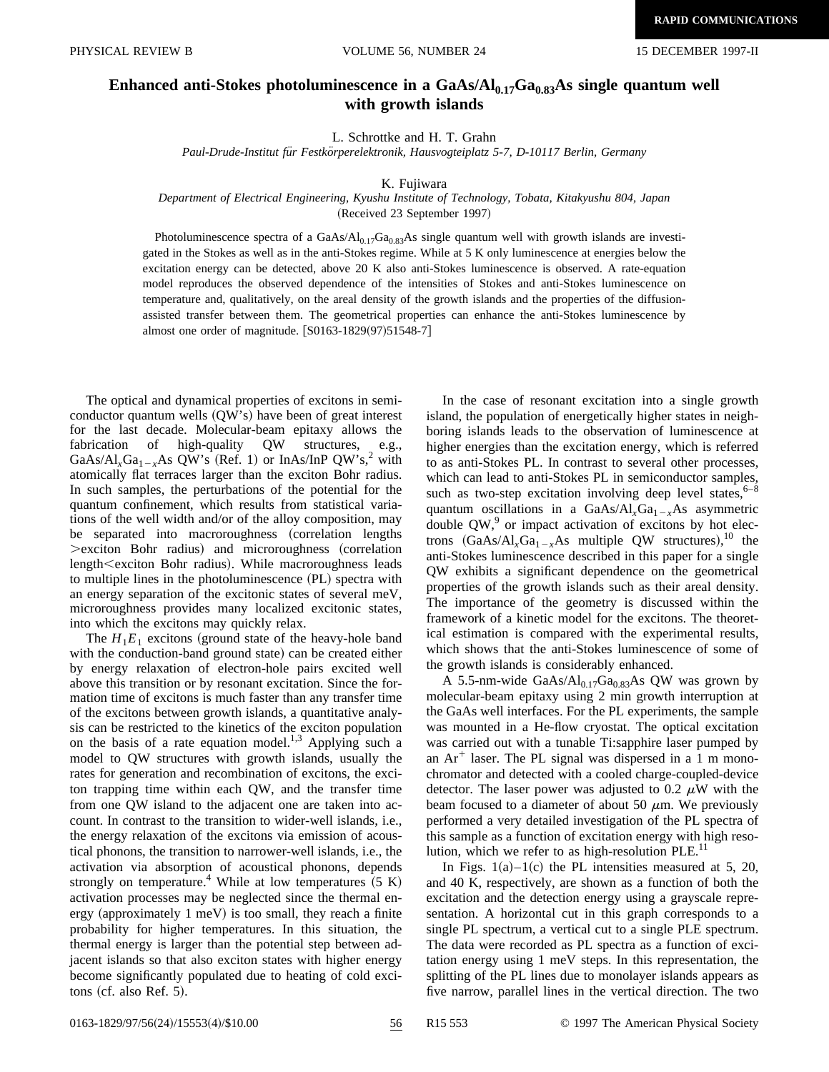# Enhanced anti-Stokes photoluminescence in a GaAs/$Al_{0.17}Ga_{0.83}As$ single quantum well with growth islands

L. Schrottke and H. T. Grahn

*Paul-Drude-Institut für Festkörperelektronik, Hausvogteiplatz 5-7, D-10117 Berlin, Germany*

K. Fujiwara

*Department of Electrical Engineering, Kyushu Institute of Technology, Tobata, Kitakyushu 804, Japan*

(Received 23 September 1997)

Photoluminescence spectra of a GaAs/$Al_{0.17}Ga_{0.83}As$ single quantum well with growth islands are investigated in the Stokes as well as in the anti-Stokes regime. While at 5 K only luminescence at energies below the excitation energy can be detected, above 20 K also anti-Stokes luminescence is observed. A rate-equation model reproduces the observed dependence of the intensities of Stokes and anti-Stokes luminescence on temperature and, qualitatively, on the areal density of the growth islands and the properties of the diffusion-assisted transfer between them. The geometrical properties can enhance the anti-Stokes luminescence by almost one order of magnitude. [S0163-1829(97)51548-7]

The optical and dynamical properties of excitons in semiconductor quantum wells (QW's) have been of great interest for the last decade. Molecular-beam epitaxy allows the fabrication of high-quality QW structures, e.g., GaAs/$Al_xGa_{1-x}As$ QW's (Ref. 1) or InAs/InP QW's,[2] with atomically flat terraces larger than the exciton Bohr radius. In such samples, the perturbations of the potential for the quantum confinement, which results from statistical variations of the well width and/or of the alloy composition, may be separated into macroroughness (correlation lengths >exciton Bohr radius) and microroughness (correlation length<exciton Bohr radius). While macroroughness leads to multiple lines in the photoluminescence (PL) spectra with an energy separation of the excitonic states of several meV, microroughness provides many localized excitonic states, into which the excitons may quickly relax.

The $H_1E_1$ excitons (ground state of the heavy-hole band with the conduction-band ground state) can be created either by energy relaxation of electron-hole pairs excited well above this transition or by resonant excitation. Since the formation time of excitons is much faster than any transfer time of the excitons between growth islands, a quantitative analysis can be restricted to the kinetics of the exciton population on the basis of a rate equation model.[1,3] Applying such a model to QW structures with growth islands, usually the rates for generation and recombination of excitons, the exciton trapping time within each QW, and the transfer time from one QW island to the adjacent one are taken into account. In contrast to the transition to wider-well islands, i.e., the energy relaxation of the excitons via emission of acoustical phonons, the transition to narrower-well islands, i.e., the activation via absorption of acoustical phonons, depends strongly on temperature.[4] While at low temperatures (5 K) activation processes may be neglected since the thermal energy (approximately 1 meV) is too small, they reach a finite probability for higher temperatures. In this situation, the thermal energy is larger than the potential step between adjacent islands so that also exciton states with higher energy become significantly populated due to heating of cold excitons (cf. also Ref. 5).

In the case of resonant excitation into a single growth island, the population of energetically higher states in neighboring islands leads to the observation of luminescence at higher energies than the excitation energy, which is referred to as anti-Stokes PL. In contrast to several other processes, which can lead to anti-Stokes PL in semiconductor samples, such as two-step excitation involving deep level states,[6–8] quantum oscillations in a GaAs/$Al_xGa_{1-x}As$ asymmetric double QW,[9] or impact activation of excitons by hot electrons (GaAs/$Al_xGa_{1-x}As$ multiple QW structures),[10] the anti-Stokes luminescence described in this paper for a single QW exhibits a significant dependence on the geometrical properties of the growth islands such as their areal density. The importance of the geometry is discussed within the framework of a kinetic model for the excitons. The theoretical estimation is compared with the experimental results, which shows that the anti-Stokes luminescence of some of the growth islands is considerably enhanced.

A 5.5-nm-wide GaAs/$Al_{0.17}Ga_{0.83}As$ QW was grown by molecular-beam epitaxy using 2 min growth interruption at the GaAs well interfaces. For the PL experiments, the sample was mounted in a He-flow cryostat. The optical excitation was carried out with a tunable Ti:sapphire laser pumped by an $Ar^+$ laser. The PL signal was dispersed in a 1 m monochromator and detected with a cooled charge-coupled-device detector. The laser power was adjusted to 0.2 $\mu$W with the beam focused to a diameter of about 50 $\mu$m. We previously performed a very detailed investigation of the PL spectra of this sample as a function of excitation energy with high resolution, which we refer to as high-resolution PLE.[11]

In Figs. 1(a)–1(c) the PL intensities measured at 5, 20, and 40 K, respectively, are shown as a function of both the excitation and the detection energy using a grayscale representation. A horizontal cut in this graph corresponds to a single PL spectrum, a vertical cut to a single PLE spectrum. The data were recorded as PL spectra as a function of excitation energy using 1 meV steps. In this representation, the splitting of the PL lines due to monolayer islands appears as five narrow, parallel lines in the vertical direction. The two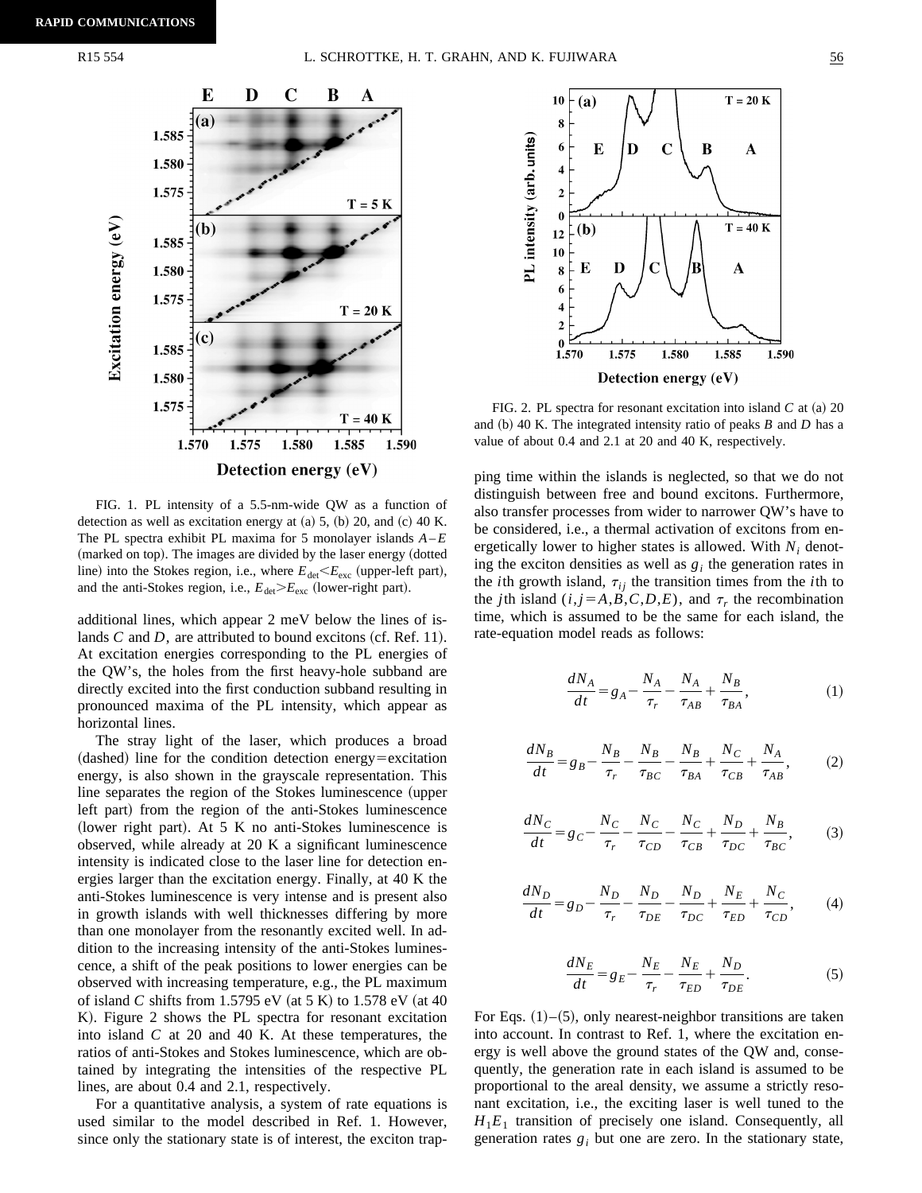FIG. 1. PL intensity of a 5.5-nm-wide QW as a function of detection as well as excitation energy at (a) 5, (b) 20, and (c) 40 K. The PL spectra exhibit PL maxima for 5 monolayer islands $A$–$E$ (marked on top). The images are divided by the laser energy (dotted line) into the Stokes region, i.e., where $E_{\mathrm{det}}<E_{\mathrm{exc}}$ (upper-left part), and the anti-Stokes region, i.e., $E_{\mathrm{det}}>E_{\mathrm{exc}}$ (lower-right part).

FIG. 2. PL spectra for resonant excitation into island $C$ at (a) 20 and (b) 40 K. The integrated intensity ratio of peaks $B$ and $D$ has a value of about 0.4 and 2.1 at 20 and 40 K, respectively.

additional lines, which appear 2 meV below the lines of islands $C$ and $D$, are attributed to bound excitons (cf. Ref. 11). At excitation energies corresponding to the PL energies of the QW's, the holes from the first heavy-hole subband are directly excited into the first conduction subband resulting in pronounced maxima of the PL intensity, which appear as horizontal lines.

The stray light of the laser, which produces a broad (dashed) line for the condition detection energy=excitation energy, is also shown in the grayscale representation. This line separates the region of the Stokes luminescence (upper left part) from the region of the anti-Stokes luminescence (lower right part). At 5 K no anti-Stokes luminescence is observed, while already at 20 K a significant luminescence intensity is indicated close to the laser line for detection energies larger than the excitation energy. Finally, at 40 K the anti-Stokes luminescence is very intense and is present also in growth islands with well thicknesses differing by more than one monolayer from the resonantly excited well. In addition to the increasing intensity of the anti-Stokes luminescence, a shift of the peak positions to lower energies can be observed with increasing temperature, e.g., the PL maximum of island $C$ shifts from 1.5795 eV (at 5 K) to 1.578 eV (at 40 K). Figure 2 shows the PL spectra for resonant excitation into island $C$ at 20 and 40 K. At these temperatures, the ratios of anti-Stokes and Stokes luminescence, which are obtained by integrating the intensities of the respective PL lines, are about 0.4 and 2.1, respectively.

For a quantitative analysis, a system of rate equations is used similar to the model described in Ref. 1. However, since only the stationary state is of interest, the exciton trapping time within the islands is neglected, so that we do not distinguish between free and bound excitons. Furthermore, also transfer processes from wider to narrower QW's have to be considered, i.e., a thermal activation of excitons from energetically lower to higher states is allowed. With $N_i$ denoting the exciton densities as well as $g_i$ the generation rates in the $i$th growth island, $\tau_{ij}$ the transition times from the $i$th to the $j$th island ($i,j=A,B,C,D,E$), and $\tau_r$ the recombination time, which is assumed to be the same for each island, the rate-equation model reads as follows:

$$\frac{dN_A}{dt}=g_A-\frac{N_A}{\tau_r}-\frac{N_A}{\tau_{AB}}+\frac{N_B}{\tau_{BA}}, \tag{1}$$

$$\frac{dN_B}{dt}=g_B-\frac{N_B}{\tau_r}-\frac{N_B}{\tau_{BC}}-\frac{N_B}{\tau_{BA}}+\frac{N_C}{\tau_{CB}}+\frac{N_A}{\tau_{AB}}, \tag{2}$$

$$\frac{dN_C}{dt}=g_C-\frac{N_C}{\tau_r}-\frac{N_C}{\tau_{CD}}-\frac{N_C}{\tau_{CB}}+\frac{N_D}{\tau_{DC}}+\frac{N_B}{\tau_{BC}}, \tag{3}$$

$$\frac{dN_D}{dt}=g_D-\frac{N_D}{\tau_r}-\frac{N_D}{\tau_{DE}}-\frac{N_D}{\tau_{DC}}+\frac{N_E}{\tau_{ED}}+\frac{N_C}{\tau_{CD}}, \tag{4}$$

$$\frac{dN_E}{dt}=g_E-\frac{N_E}{\tau_r}-\frac{N_E}{\tau_{ED}}+\frac{N_D}{\tau_{DE}}. \tag{5}$$

For Eqs. (1)–(5), only nearest-neighbor transitions are taken into account. In contrast to Ref. 1, where the excitation energy is well above the ground states of the QW and, consequently, the generation rate in each island is assumed to be proportional to the areal density, we assume a strictly resonant excitation, i.e., the exciting laser is well tuned to the $H_1E_1$ transition of precisely one island. Consequently, all generation rates $g_i$ but one are zero. In the stationary state,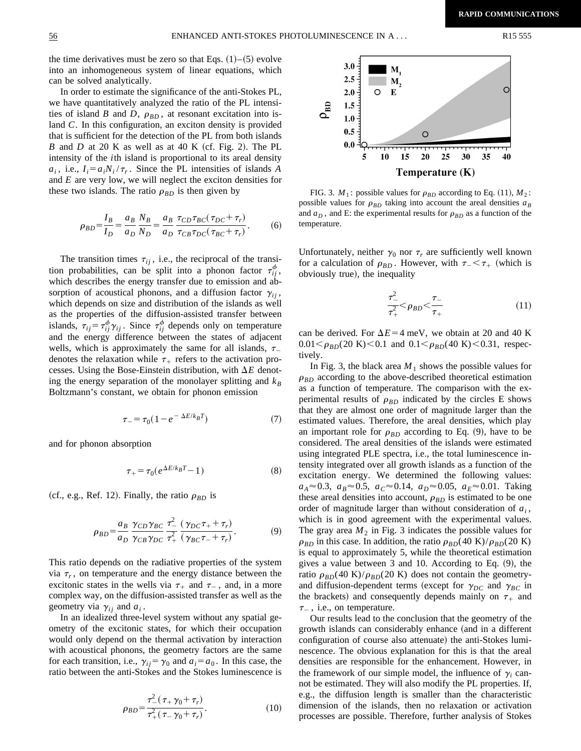the time derivatives must be zero so that Eqs. (1)–(5) evolve into an inhomogeneous system of linear equations, which can be solved analytically.

In order to estimate the significance of the anti-Stokes PL, we have quantitatively analyzed the ratio of the PL intensities of island $B$ and $D$, $\rho_{BD}$, at resonant excitation into island $C$. In this configuration, an exciton density is provided that is sufficient for the detection of the PL from both islands $B$ and $D$ at 20 K as well as at 40 K (cf. Fig. 2). The PL intensity of the $i$th island is proportional to its areal density $a_i$, i.e., $I_i = a_i N_i / \tau_r$. Since the PL intensities of islands $A$ and $E$ are very low, we will neglect the exciton densities for these two islands. The ratio $\rho_{BD}$ is then given by

$$\rho_{BD} = \frac{I_B}{I_D} = \frac{a_B}{a_D}\frac{N_B}{N_D} = \frac{a_B}{a_D}\frac{\tau_{CD}\tau_{BC}(\tau_{DC}+\tau_r)}{\tau_{CB}\tau_{DC}(\tau_{BC}+\tau_r)}. \tag{6}$$

The transition times $\tau_{ij}$, i.e., the reciprocal of the transition probabilities, can be split into a phonon factor $\tau_{ij}^{\phi}$, which describes the energy transfer due to emission and absorption of acoustical phonons, and a diffusion factor $\gamma_{ij}$, which depends on size and distribution of the islands as well as the properties of the diffusion-assisted transfer between islands, $\tau_{ij} = \tau_{ij}^{\phi}\gamma_{ij}$. Since $\tau_{ij}^{\phi}$ depends only on temperature and the energy difference between the states of adjacent wells, which is approximately the same for all islands, $\tau_-$ denotes the relaxation while $\tau_+$ refers to the activation processes. Using the Bose-Einstein distribution, with $\Delta E$ denoting the energy separation of the monolayer splitting and $k_B$ Boltzmann's constant, we obtain for phonon emission

$$\tau_- = \tau_0(1 - e^{-\Delta E/k_B T}) \tag{7}$$

and for phonon absorption

$$\tau_+ = \tau_0(e^{\Delta E/k_B T} - 1) \tag{8}$$

(cf., e.g., Ref. 12). Finally, the ratio $\rho_{BD}$ is

$$\rho_{BD} = \frac{a_B}{a_D}\frac{\gamma_{CD}\gamma_{BC}}{\gamma_{CB}\gamma_{DC}}\frac{\tau_-^2}{\tau_+^2}\frac{(\gamma_{DC}\tau_+ + \tau_r)}{(\gamma_{BC}\tau_- + \tau_r)}. \tag{9}$$

This ratio depends on the radiative properties of the system via $\tau_r$, on temperature and the energy distance between the excitonic states in the wells via $\tau_+$ and $\tau_-$, and, in a more complex way, on the diffusion-assisted transfer as well as the geometry via $\gamma_{ij}$ and $a_i$.

In an idealized three-level system without any spatial geometry of the excitonic states, for which their occupation would only depend on the thermal activation by interaction with acoustical phonons, the geometry factors are the same for each transition, i.e., $\gamma_{ij} = \gamma_0$ and $a_i = a_0$. In this case, the ratio between the anti-Stokes and the Stokes luminescence is

$$\rho_{BD} = \frac{\tau_-^2(\tau_+\gamma_0 + \tau_r)}{\tau_+^2(\tau_-\gamma_0 + \tau_r)}. \tag{10}$$

FIG. 3. $M_1$: possible values for $\rho_{BD}$ according to Eq. (11), $M_2$: possible values for $\rho_{BD}$ taking into account the areal densities $a_B$ and $a_D$, and E: the experimental results for $\rho_{BD}$ as a function of the temperature.

Unfortunately, neither $\gamma_0$ nor $\tau_r$ are sufficiently well known for a calculation of $\rho_{BD}$. However, with $\tau_- < \tau_+$ (which is obviously true), the inequality

$$\frac{\tau_-^2}{\tau_+^2} < \rho_{BD} < \frac{\tau_-}{\tau_+} \tag{11}$$

can be derived. For $\Delta E = 4$ meV, we obtain at 20 and 40 K $0.01 < \rho_{BD}(20\text{ K}) < 0.1$ and $0.1 < \rho_{BD}(40\text{ K}) < 0.31$, respectively.

In Fig. 3, the black area $M_1$ shows the possible values for $\rho_{BD}$ according to the above-described theoretical estimation as a function of temperature. The comparison with the experimental results of $\rho_{BD}$ indicated by the circles E shows that they are almost one order of magnitude larger than the estimated values. Therefore, the areal densities, which play an important role for $\rho_{BD}$ according to Eq. (9), have to be considered. The areal densities of the islands were estimated using integrated PLE spectra, i.e., the total luminescence intensity integrated over all growth islands as a function of the excitation energy. We determined the following values: $a_A \approx 0.3$, $a_B \approx 0.5$, $a_C \approx 0.14$, $a_D \approx 0.05$, $a_E \approx 0.01$. Taking these areal densities into account, $\rho_{BD}$ is estimated to be one order of magnitude larger than without consideration of $a_i$, which is in good agreement with the experimental values. The gray area $M_2$ in Fig. 3 indicates the possible values for $\rho_{BD}$ in this case. In addition, the ratio $\rho_{BD}(40\text{ K})/\rho_{BD}(20\text{ K})$ is equal to approximately 5, while the theoretical estimation gives a value between 3 and 10. According to Eq. (9), the ratio $\rho_{BD}(40\text{ K})/\rho_{BD}(20\text{ K})$ does not contain the geometry- and diffusion-dependent terms (except for $\gamma_{DC}$ and $\gamma_{BC}$ in the brackets) and consequently depends mainly on $\tau_+$ and $\tau_-$, i.e., on temperature.

Our results lead to the conclusion that the geometry of the growth islands can considerably enhance (and in a different configuration of course also attenuate) the anti-Stokes luminescence. The obvious explanation for this is that the areal densities are responsible for the enhancement. However, in the framework of our simple model, the influence of $\gamma_i$ cannot be estimated. They will also modify the PL properties. If, e.g., the diffusion length is smaller than the characteristic dimension of the islands, then no relaxation or activation processes are possible. Therefore, further analysis of Stokes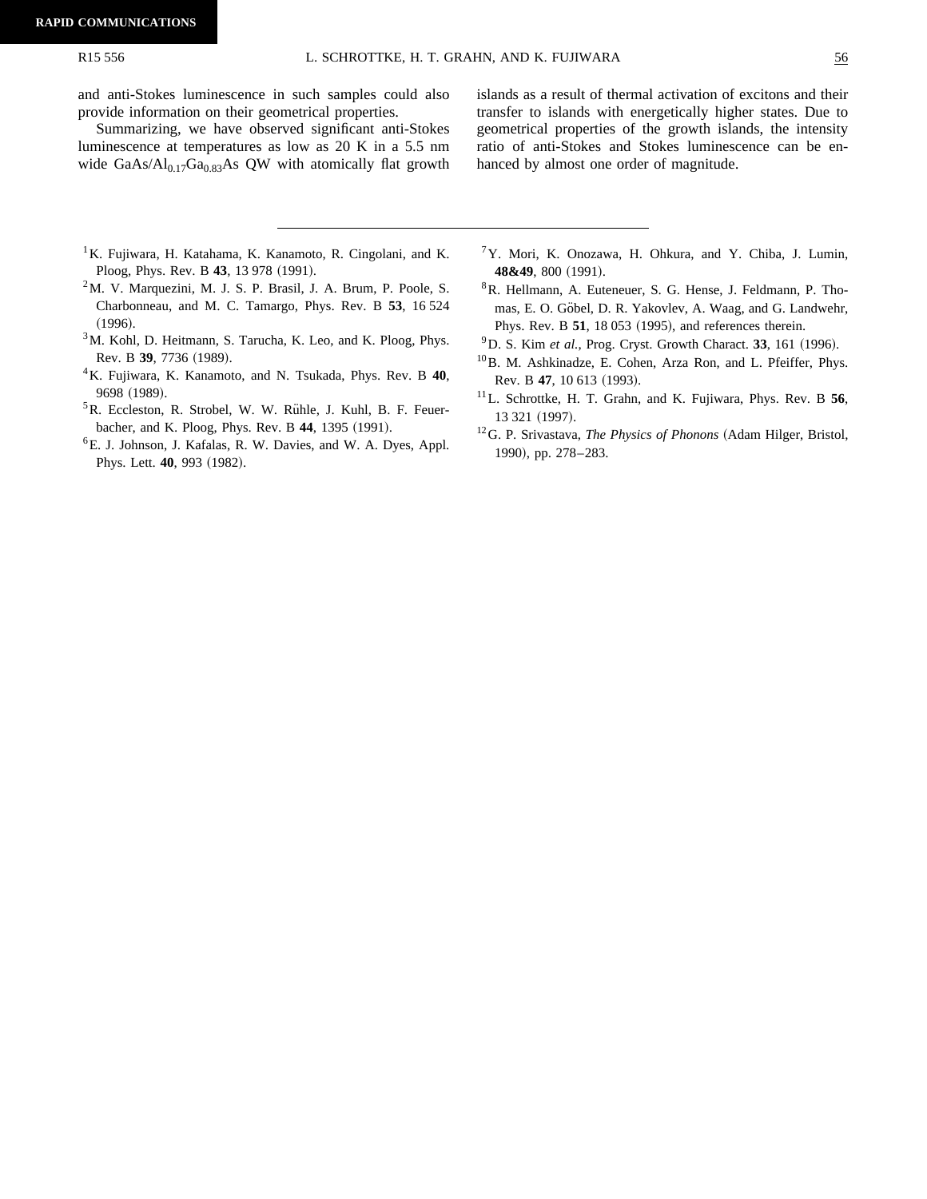and anti-Stokes luminescence in such samples could also provide information on their geometrical properties.

Summarizing, we have observed significant anti-Stokes luminescence at temperatures as low as 20 K in a 5.5 nm wide GaAs/$Al_{0.17}Ga_{0.83}As$ QW with atomically flat growth islands as a result of thermal activation of excitons and their transfer to islands with energetically higher states. Due to geometrical properties of the growth islands, the intensity ratio of anti-Stokes and Stokes luminescence can be enhanced by almost one order of magnitude.

---

[1] K. Fujiwara, H. Katahama, K. Kanamoto, R. Cingolani, and K. Ploog, Phys. Rev. B **43**, 13 978 (1991).

[2] M. V. Marquezini, M. J. S. P. Brasil, J. A. Brum, P. Poole, S. Charbonneau, and M. C. Tamargo, Phys. Rev. B **53**, 16 524 (1996).

[3] M. Kohl, D. Heitmann, S. Tarucha, K. Leo, and K. Ploog, Phys. Rev. B **39**, 7736 (1989).

[4] K. Fujiwara, K. Kanamoto, and N. Tsukada, Phys. Rev. B **40**, 9698 (1989).

[5] R. Eccleston, R. Strobel, W. W. Rühle, J. Kuhl, B. F. Feuerbacher, and K. Ploog, Phys. Rev. B **44**, 1395 (1991).

[6] E. J. Johnson, J. Kafalas, R. W. Davies, and W. A. Dyes, Appl. Phys. Lett. **40**, 993 (1982).

[7] Y. Mori, K. Onozawa, H. Ohkura, and Y. Chiba, J. Lumin. **48&49**, 800 (1991).

[8] R. Hellmann, A. Euteneuer, S. G. Hense, J. Feldmann, P. Thomas, E. O. Göbel, D. R. Yakovlev, A. Waag, and G. Landwehr, Phys. Rev. B **51**, 18 053 (1995), and references therein.

[9] D. S. Kim *et al.*, Prog. Cryst. Growth Charact. **33**, 161 (1996).

[10] B. M. Ashkinadze, E. Cohen, Arza Ron, and L. Pfeiffer, Phys. Rev. B **47**, 10 613 (1993).

[11] L. Schrottke, H. T. Grahn, and K. Fujiwara, Phys. Rev. B **56**, 13 321 (1997).

[12] G. P. Srivastava, *The Physics of Phonons* (Adam Hilger, Bristol, 1990), pp. 278–283.